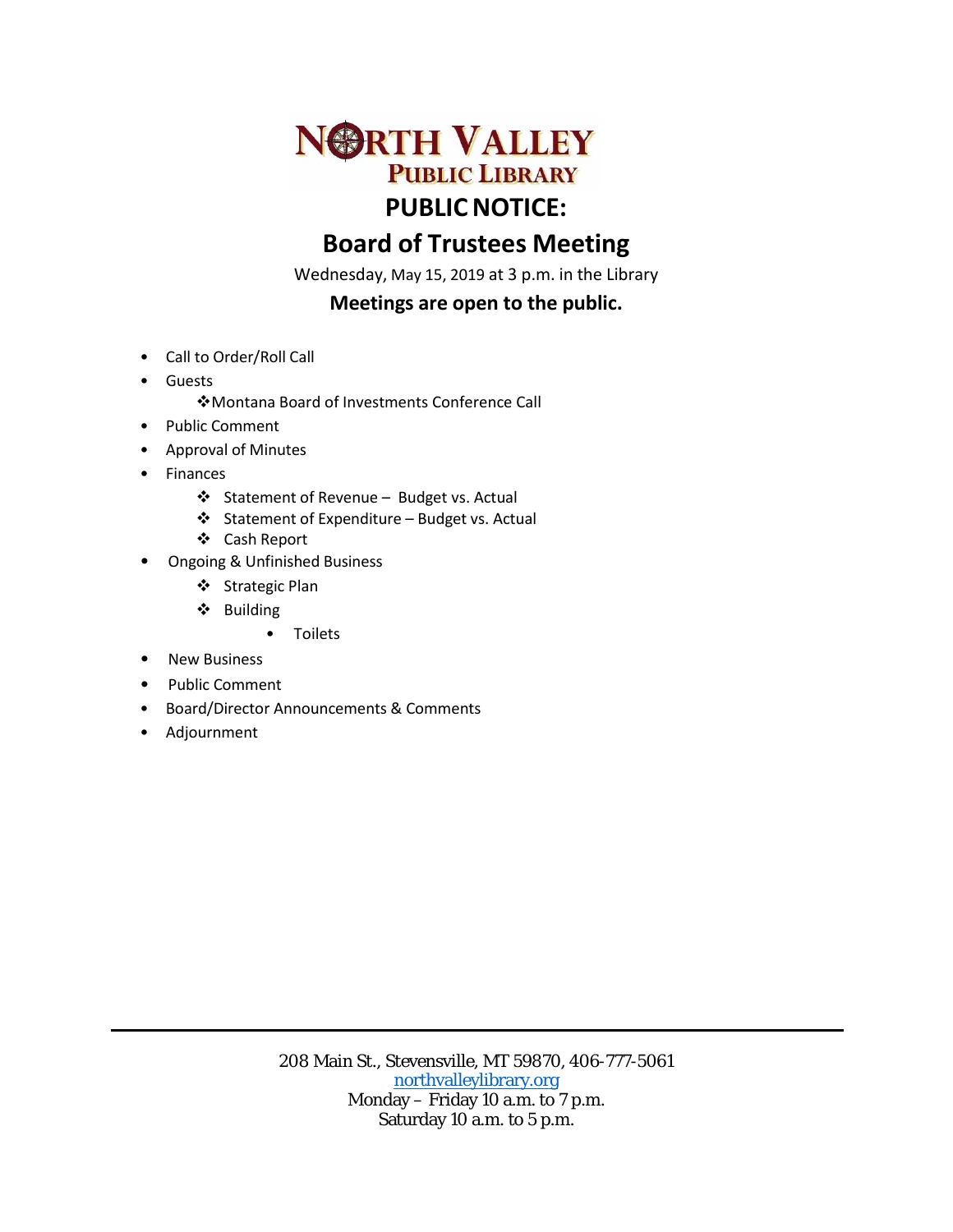# NORTH VALLEY PUBLIC LIBRARY

## PUBLIC NOTICE:

## Board of Trustees Meeting

Wednesday, May 15, 2019 at 3 p.m. in the Library

**Meetings are open to the public.**

- Call to Order/Roll Call
- Guests
  - ❖Montana Board of Investments Conference Call
- Public Comment
- Approval of Minutes
- Finances
  - ❖ Statement of Revenue – Budget vs. Actual
  - ❖ Statement of Expenditure – Budget vs. Actual
  - ❖ Cash Report
- Ongoing & Unfinished Business
  - ❖ Strategic Plan
  - ❖ Building
    - Toilets
- New Business
- Public Comment
- Board/Director Announcements & Comments
- Adjournment

---

208 Main St., Stevensville, MT 59870, 406-777-5061
northvalleylibrary.org
Monday – Friday 10 a.m. to 7 p.m.
Saturday 10 a.m. to 5 p.m.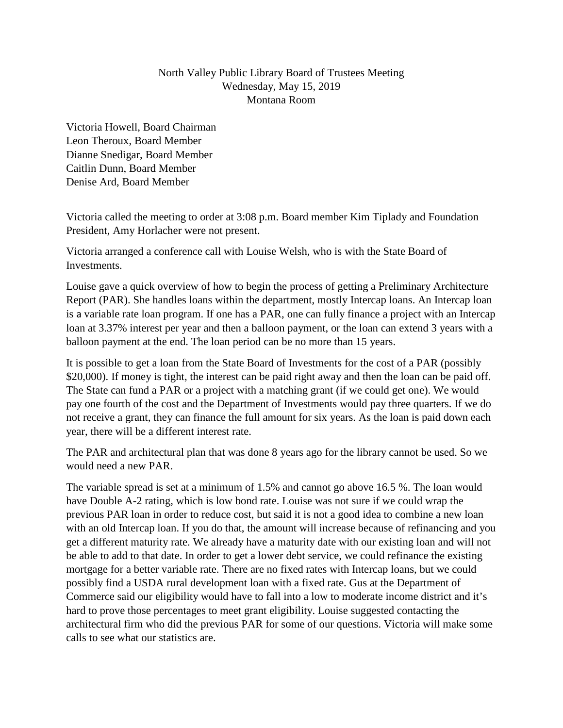North Valley Public Library Board of Trustees Meeting
Wednesday, May 15, 2019
Montana Room

Victoria Howell, Board Chairman
Leon Theroux, Board Member
Dianne Snedigar, Board Member
Caitlin Dunn, Board Member
Denise Ard, Board Member

Victoria called the meeting to order at 3:08 p.m. Board member Kim Tiplady and Foundation President, Amy Horlacher were not present.

Victoria arranged a conference call with Louise Welsh, who is with the State Board of Investments.

Louise gave a quick overview of how to begin the process of getting a Preliminary Architecture Report (PAR). She handles loans within the department, mostly Intercap loans. An Intercap loan is a variable rate loan program. If one has a PAR, one can fully finance a project with an Intercap loan at 3.37% interest per year and then a balloon payment, or the loan can extend 3 years with a balloon payment at the end. The loan period can be no more than 15 years.

It is possible to get a loan from the State Board of Investments for the cost of a PAR (possibly $20,000). If money is tight, the interest can be paid right away and then the loan can be paid off. The State can fund a PAR or a project with a matching grant (if we could get one). We would pay one fourth of the cost and the Department of Investments would pay three quarters. If we do not receive a grant, they can finance the full amount for six years. As the loan is paid down each year, there will be a different interest rate.

The PAR and architectural plan that was done 8 years ago for the library cannot be used. So we would need a new PAR.

The variable spread is set at a minimum of 1.5% and cannot go above 16.5 %. The loan would have Double A-2 rating, which is low bond rate. Louise was not sure if we could wrap the previous PAR loan in order to reduce cost, but said it is not a good idea to combine a new loan with an old Intercap loan. If you do that, the amount will increase because of refinancing and you get a different maturity rate. We already have a maturity date with our existing loan and will not be able to add to that date. In order to get a lower debt service, we could refinance the existing mortgage for a better variable rate. There are no fixed rates with Intercap loans, but we could possibly find a USDA rural development loan with a fixed rate. Gus at the Department of Commerce said our eligibility would have to fall into a low to moderate income district and it's hard to prove those percentages to meet grant eligibility. Louise suggested contacting the architectural firm who did the previous PAR for some of our questions. Victoria will make some calls to see what our statistics are.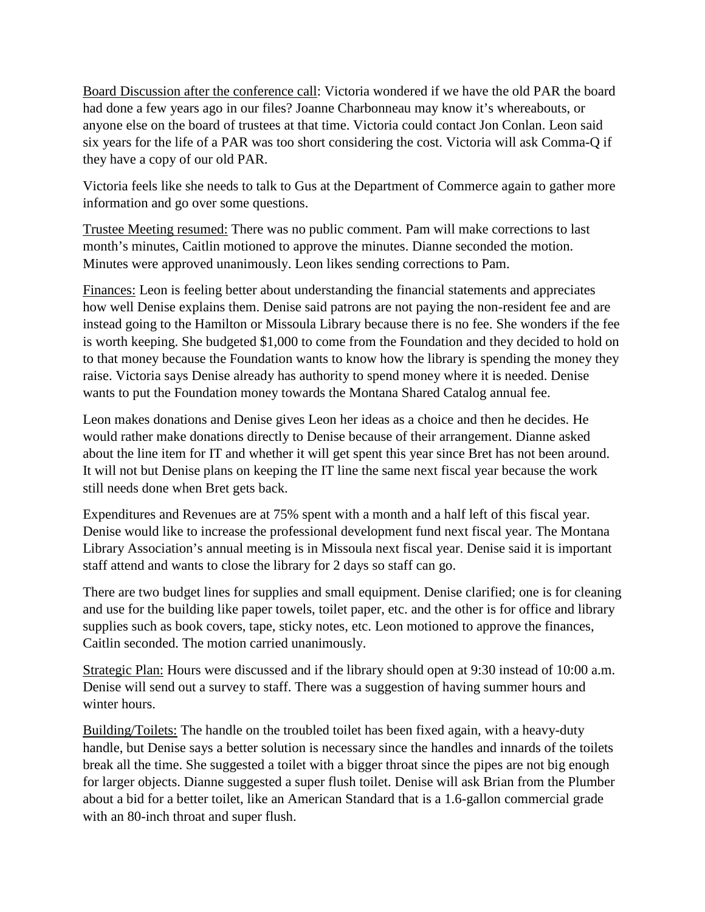Board Discussion after the conference call: Victoria wondered if we have the old PAR the board had done a few years ago in our files? Joanne Charbonneau may know it's whereabouts, or anyone else on the board of trustees at that time. Victoria could contact Jon Conlan. Leon said six years for the life of a PAR was too short considering the cost. Victoria will ask Comma-Q if they have a copy of our old PAR.

Victoria feels like she needs to talk to Gus at the Department of Commerce again to gather more information and go over some questions.

Trustee Meeting resumed: There was no public comment. Pam will make corrections to last month's minutes, Caitlin motioned to approve the minutes. Dianne seconded the motion. Minutes were approved unanimously. Leon likes sending corrections to Pam.

Finances: Leon is feeling better about understanding the financial statements and appreciates how well Denise explains them. Denise said patrons are not paying the non-resident fee and are instead going to the Hamilton or Missoula Library because there is no fee. She wonders if the fee is worth keeping. She budgeted $1,000 to come from the Foundation and they decided to hold on to that money because the Foundation wants to know how the library is spending the money they raise. Victoria says Denise already has authority to spend money where it is needed. Denise wants to put the Foundation money towards the Montana Shared Catalog annual fee.

Leon makes donations and Denise gives Leon her ideas as a choice and then he decides. He would rather make donations directly to Denise because of their arrangement. Dianne asked about the line item for IT and whether it will get spent this year since Bret has not been around. It will not but Denise plans on keeping the IT line the same next fiscal year because the work still needs done when Bret gets back.

Expenditures and Revenues are at 75% spent with a month and a half left of this fiscal year. Denise would like to increase the professional development fund next fiscal year. The Montana Library Association's annual meeting is in Missoula next fiscal year. Denise said it is important staff attend and wants to close the library for 2 days so staff can go.

There are two budget lines for supplies and small equipment. Denise clarified; one is for cleaning and use for the building like paper towels, toilet paper, etc. and the other is for office and library supplies such as book covers, tape, sticky notes, etc. Leon motioned to approve the finances, Caitlin seconded. The motion carried unanimously.

Strategic Plan: Hours were discussed and if the library should open at 9:30 instead of 10:00 a.m. Denise will send out a survey to staff. There was a suggestion of having summer hours and winter hours.

Building/Toilets: The handle on the troubled toilet has been fixed again, with a heavy-duty handle, but Denise says a better solution is necessary since the handles and innards of the toilets break all the time. She suggested a toilet with a bigger throat since the pipes are not big enough for larger objects. Dianne suggested a super flush toilet. Denise will ask Brian from the Plumber about a bid for a better toilet, like an American Standard that is a 1.6-gallon commercial grade with an 80-inch throat and super flush.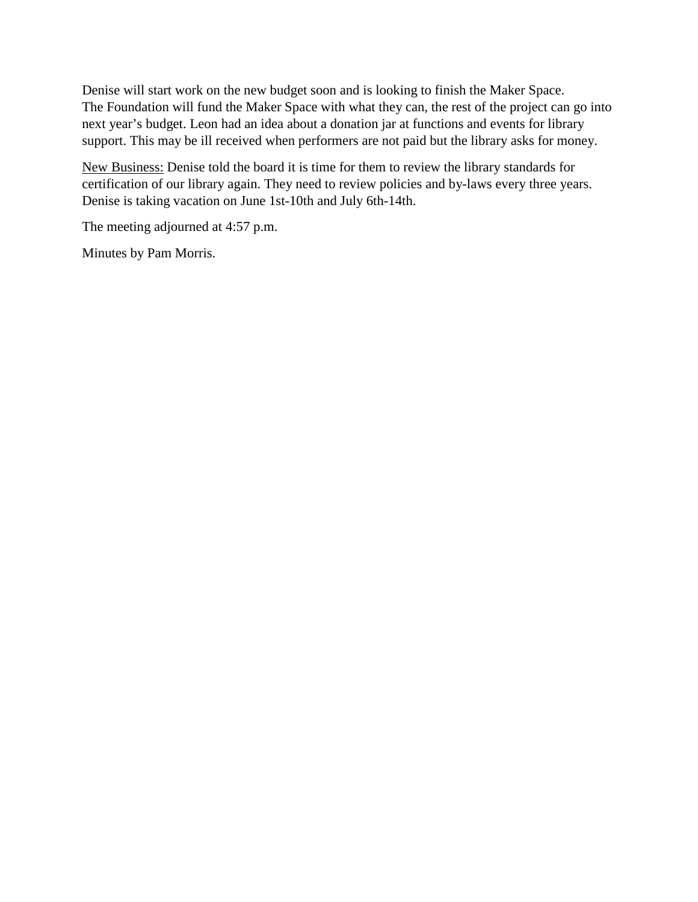Denise will start work on the new budget soon and is looking to finish the Maker Space.
The Foundation will fund the Maker Space with what they can, the rest of the project can go into next year's budget. Leon had an idea about a donation jar at functions and events for library support. This may be ill received when performers are not paid but the library asks for money.

<u>New Business:</u> Denise told the board it is time for them to review the library standards for certification of our library again. They need to review policies and by-laws every three years. Denise is taking vacation on June 1st-10th and July 6th-14th.

The meeting adjourned at 4:57 p.m.

Minutes by Pam Morris.